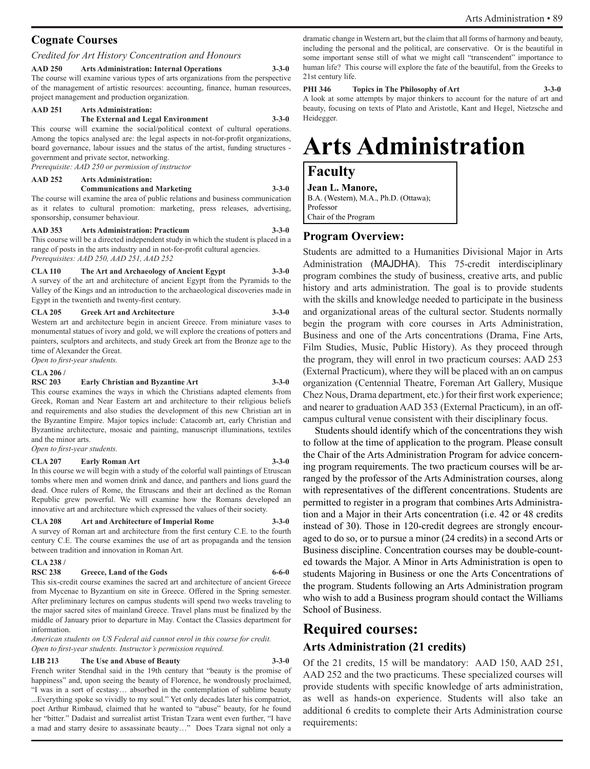## Cognate Courses

*Credited for Art History Concentration and Honours*

**AAD 250 Arts Administration: Internal Operations 3-3-0**
The course will examine various types of arts organizations from the perspective of the management of artistic resources: accounting, finance, human resources, project management and production organization.

**AAD 251 Arts Administration: The External and Legal Environment 3-3-0**
This course will examine the social/political context of cultural operations. Among the topics analysed are: the legal aspects in not-for-profit organizations, board governance, labour issues and the status of the artist, funding structures - government and private sector, networking.
*Prerequisite: AAD 250 or permission of instructor*

**AAD 252 Arts Administration: Communications and Marketing 3-3-0**
The course will examine the area of public relations and business communication as it relates to cultural promotion: marketing, press releases, advertising, sponsorship, consumer behaviour.

**AAD 353 Arts Administration: Practicum 3-3-0**
This course will be a directed independent study in which the student is placed in a range of posts in the arts industry and in not-for-profit cultural agencies.
*Prerequisites: AAD 250, AAD 251, AAD 252*

**CLA 110 The Art and Archaeology of Ancient Egypt 3-3-0**
A survey of the art and architecture of ancient Egypt from the Pyramids to the Valley of the Kings and an introduction to the archaeological discoveries made in Egypt in the twentieth and twenty-first century.

**CLA 205 Greek Art and Architecture 3-3-0**
Western art and architecture begin in ancient Greece. From miniature vases to monumental statues of ivory and gold, we will explore the creations of potters and painters, sculptors and architects, and study Greek art from the Bronze age to the time of Alexander the Great.
*Open to first-year students.*

**CLA 206 / RSC 203 Early Christian and Byzantine Art 3-3-0**
This course examines the ways in which the Christians adapted elements from Greek, Roman and Near Eastern art and architecture to their religious beliefs and requirements and also studies the development of this new Christian art in the Byzantine Empire. Major topics include: Catacomb art, early Christian and Byzantine architecture, mosaic and painting, manuscript illuminations, textiles and the minor arts.
*Open to first-year students.*

**CLA 207 Early Roman Art 3-3-0**
In this course we will begin with a study of the colorful wall paintings of Etruscan tombs where men and women drink and dance, and panthers and lions guard the dead. Once rulers of Rome, the Etruscans and their art declined as the Roman Republic grew powerful. We will examine how the Romans developed an innovative art and architecture which expressed the values of their society.

**CLA 208 Art and Architecture of Imperial Rome 3-3-0**
A survey of Roman art and architecture from the first century C.E. to the fourth century C.E. The course examines the use of art as propaganda and the tension between tradition and innovation in Roman Art.

**CLA 238 / RSC 238 Greece, Land of the Gods 6-6-0**
This six-credit course examines the sacred art and architecture of ancient Greece from Mycenae to Byzantium on site in Greece. Offered in the Spring semester. After preliminary lectures on campus students will spend two weeks traveling to the major sacred sites of mainland Greece. Travel plans must be finalized by the middle of January prior to departure in May. Contact the Classics department for information.
*American students on US Federal aid cannot enrol in this course for credit.*
*Open to first-year students. Instructor's permission required.*

**LIB 213 The Use and Abuse of Beauty 3-3-0**
French writer Stendhal said in the 19th century that "beauty is the promise of happiness" and, upon seeing the beauty of Florence, he wondrously proclaimed, "I was in a sort of ecstasy… absorbed in the contemplation of sublime beauty ...Everything spoke so vividly to my soul." Yet only decades later his compatriot, poet Arthur Rimbaud, claimed that he wanted to "abuse" beauty, for he found her "bitter." Dadaist and surrealist artist Tristan Tzara went even further, "I have a mad and starry desire to assassinate beauty…" Does Tzara signal not only a dramatic change in Western art, but the claim that all forms of harmony and beauty, including the personal and the political, are conservative. Or is the beautiful in some important sense still of what we might call "transcendent" importance to human life? This course will explore the fate of the beautiful, from the Greeks to 21st century life.

**PHI 346 Topics in The Philosophy of Art 3-3-0**
A look at some attempts by major thinkers to account for the nature of art and beauty, focusing on texts of Plato and Aristotle, Kant and Hegel, Nietzsche and Heidegger.

# Arts Administration

## Faculty

**Jean L. Manore,**
B.A. (Western), M.A., Ph.D. (Ottawa);
Professor
Chair of the Program

## Program Overview:

Students are admitted to a Humanities Divisional Major in Arts Administration (MAJDHA). This 75-credit interdisciplinary program combines the study of business, creative arts, and public history and arts administration. The goal is to provide students with the skills and knowledge needed to participate in the business and organizational areas of the cultural sector. Students normally begin the program with core courses in Arts Administration, Business and one of the Arts concentrations (Drama, Fine Arts, Film Studies, Music, Public History). As they proceed through the program, they will enrol in two practicum courses: AAD 253 (External Practicum), where they will be placed with an on campus organization (Centennial Theatre, Foreman Art Gallery, Musique Chez Nous, Drama department, etc.) for their first work experience; and nearer to graduation AAD 353 (External Practicum), in an off-campus cultural venue consistent with their disciplinary focus.

Students should identify which of the concentrations they wish to follow at the time of application to the program. Please consult the Chair of the Arts Administration Program for advice concerning program requirements. The two practicum courses will be arranged by the professor of the Arts Administration courses, along with representatives of the different concentrations. Students are permitted to register in a program that combines Arts Administration and a Major in their Arts concentration (i.e. 42 or 48 credits instead of 30). Those in 120-credit degrees are strongly encouraged to do so, or to pursue a minor (24 credits) in a second Arts or Business discipline. Concentration courses may be double-counted towards the Major. A Minor in Arts Administration is open to students Majoring in Business or one the Arts Concentrations of the program. Students following an Arts Administration program who wish to add a Business program should contact the Williams School of Business.

## Required courses:

### Arts Administration (21 credits)

Of the 21 credits, 15 will be mandatory: AAD 150, AAD 251, AAD 252 and the two practicums. These specialized courses will provide students with specific knowledge of arts administration, as well as hands-on experience. Students will also take an additional 6 credits to complete their Arts Administration course requirements: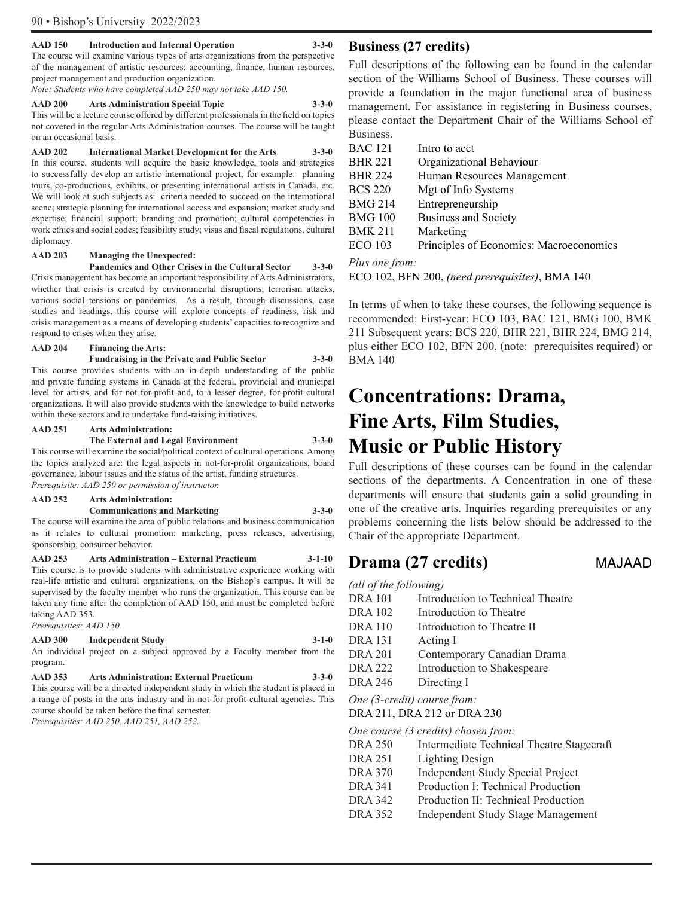**AAD 150 Introduction and Internal Operation 3-3-0**
The course will examine various types of arts organizations from the perspective of the management of artistic resources: accounting, finance, human resources, project management and production organization.
*Note: Students who have completed AAD 250 may not take AAD 150.*

**AAD 200 Arts Administration Special Topic 3-3-0**
This will be a lecture course offered by different professionals in the field on topics not covered in the regular Arts Administration courses. The course will be taught on an occasional basis.

**AAD 202 International Market Development for the Arts 3-3-0**
In this course, students will acquire the basic knowledge, tools and strategies to successfully develop an artistic international project, for example: planning tours, co-productions, exhibits, or presenting international artists in Canada, etc. We will look at such subjects as: criteria needed to succeed on the international scene; strategic planning for international access and expansion; market study and expertise; financial support; branding and promotion; cultural competencies in work ethics and social codes; feasibility study; visas and fiscal regulations, cultural diplomacy.

**AAD 203 Managing the Unexpected: Pandemics and Other Crises in the Cultural Sector 3-3-0**
Crisis management has become an important responsibility of Arts Administrators, whether that crisis is created by environmental disruptions, terrorism attacks, various social tensions or pandemics. As a result, through discussions, case studies and readings, this course will explore concepts of readiness, risk and crisis management as a means of developing students' capacities to recognize and respond to crises when they arise.

**AAD 204 Financing the Arts: Fundraising in the Private and Public Sector 3-3-0**
This course provides students with an in-depth understanding of the public and private funding systems in Canada at the federal, provincial and municipal level for artists, and for not-for-profit and, to a lesser degree, for-profit cultural organizations. It will also provide students with the knowledge to build networks within these sectors and to undertake fund-raising initiatives.

**AAD 251 Arts Administration: The External and Legal Environment 3-3-0**
This course will examine the social/political context of cultural operations. Among the topics analyzed are: the legal aspects in not-for-profit organizations, board governance, labour issues and the status of the artist, funding structures.
*Prerequisite: AAD 250 or permission of instructor.*

**AAD 252 Arts Administration: Communications and Marketing 3-3-0**
The course will examine the area of public relations and business communication as it relates to cultural promotion: marketing, press releases, advertising, sponsorship, consumer behavior.

**AAD 253 Arts Administration – External Practicum 3-1-10**
This course is to provide students with administrative experience working with real-life artistic and cultural organizations, on the Bishop's campus. It will be supervised by the faculty member who runs the organization. This course can be taken any time after the completion of AAD 150, and must be completed before taking AAD 353.
*Prerequisites: AAD 150.*

**AAD 300 Independent Study 3-1-0**
An individual project on a subject approved by a Faculty member from the program.

**AAD 353 Arts Administration: External Practicum 3-3-0**
This course will be a directed independent study in which the student is placed in a range of posts in the arts industry and in not-for-profit cultural agencies. This course should be taken before the final semester.
*Prerequisites: AAD 250, AAD 251, AAD 252.*

## Business (27 credits)

Full descriptions of the following can be found in the calendar section of the Williams School of Business. These courses will provide a foundation in the major functional area of business management. For assistance in registering in Business courses, please contact the Department Chair of the Williams School of Business.

| | |
|---|---|
| BAC 121 | Intro to acct |
| BHR 221 | Organizational Behaviour |
| BHR 224 | Human Resources Management |
| BCS 220 | Mgt of Info Systems |
| BMG 214 | Entrepreneurship |
| BMG 100 | Business and Society |
| BMK 211 | Marketing |
| ECO 103 | Principles of Economics: Macroeconomics |

*Plus one from:*
ECO 102, BFN 200, *(need prerequisites)*, BMA 140

In terms of when to take these courses, the following sequence is recommended: First-year: ECO 103, BAC 121, BMG 100, BMK 211 Subsequent years: BCS 220, BHR 221, BHR 224, BMG 214, plus either ECO 102, BFN 200, (note: prerequisites required) or BMA 140

# Concentrations: Drama, Fine Arts, Film Studies, Music or Public History

Full descriptions of these courses can be found in the calendar sections of the departments. A Concentration in one of these departments will ensure that students gain a solid grounding in one of the creative arts. Inquiries regarding prerequisites or any problems concerning the lists below should be addressed to the Chair of the appropriate Department.

## Drama (27 credits) MAJAAD

*(all of the following)*

| | |
|---|---|
| DRA 101 | Introduction to Technical Theatre |
| DRA 102 | Introduction to Theatre |
| DRA 110 | Introduction to Theatre II |
| DRA 131 | Acting I |
| DRA 201 | Contemporary Canadian Drama |
| DRA 222 | Introduction to Shakespeare |
| DRA 246 | Directing I |

*One (3-credit) course from:*
DRA 211, DRA 212 or DRA 230

*One course (3 credits) chosen from:*

| | |
|---|---|
| DRA 250 | Intermediate Technical Theatre Stagecraft |
| DRA 251 | Lighting Design |
| DRA 370 | Independent Study Special Project |
| DRA 341 | Production I: Technical Production |
| DRA 342 | Production II: Technical Production |
| DRA 352 | Independent Study Stage Management |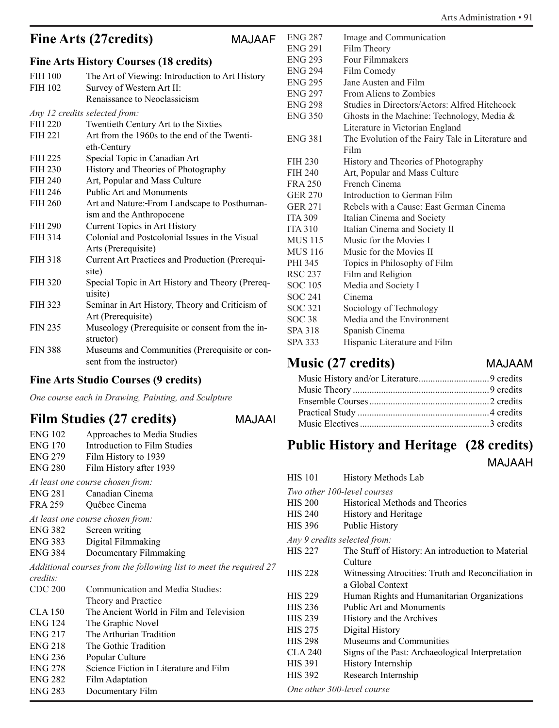## Fine Arts (27credits) MAJAAF

### Fine Arts History Courses (18 credits)

| | |
|---|---|
| FIH 100 | The Art of Viewing: Introduction to Art History |
| FIH 102 | Survey of Western Art II: Renaissance to Neoclassicism |

*Any 12 credits selected from:*

| | |
|---|---|
| FIH 220 | Twentieth Century Art to the Sixties |
| FIH 221 | Art from the 1960s to the end of the Twentieth-Century |
| FIH 225 | Special Topic in Canadian Art |
| FIH 230 | History and Theories of Photography |
| FIH 240 | Art, Popular and Mass Culture |
| FIH 246 | Public Art and Monuments |
| FIH 260 | Art and Nature:-From Landscape to Posthumanism and the Anthropocene |
| FIH 290 | Current Topics in Art History |
| FIH 314 | Colonial and Postcolonial Issues in the Visual Arts (Prerequisite) |
| FIH 318 | Current Art Practices and Production (Prerequisite) |
| FIH 320 | Special Topic in Art History and Theory (Prerequisite) |
| FIH 323 | Seminar in Art History, Theory and Criticism of Art (Prerequisite) |
| FIN 235 | Museology (Prerequisite or consent from the instructor) |
| FIN 388 | Museums and Communities (Prerequisite or consent from the instructor) |

### Fine Arts Studio Courses (9 credits)

*One course each in Drawing, Painting, and Sculpture*

## Film Studies (27 credits) MAJAAI

| | |
|---|---|
| ENG 102 | Approaches to Media Studies |
| ENG 170 | Introduction to Film Studies |
| ENG 279 | Film History to 1939 |
| ENG 280 | Film History after 1939 |

*At least one course chosen from:*

| | |
|---|---|
| ENG 281 | Canadian Cinema |
| FRA 259 | Québec Cinema |

*At least one course chosen from:*

| | |
|---|---|
| ENG 382 | Screen writing |
| ENG 383 | Digital Filmmaking |
| ENG 384 | Documentary Filmmaking |

*Additional courses from the following list to meet the required 27 credits:*

| | |
|---|---|
| CDC 200 | Communication and Media Studies: Theory and Practice |
| CLA 150 | The Ancient World in Film and Television |
| ENG 124 | The Graphic Novel |
| ENG 217 | The Arthurian Tradition |
| ENG 218 | The Gothic Tradition |
| ENG 236 | Popular Culture |
| ENG 278 | Science Fiction in Literature and Film |
| ENG 282 | Film Adaptation |
| ENG 283 | Documentary Film |
| ENG 287 | Image and Communication |
| ENG 291 | Film Theory |
| ENG 293 | Four Filmmakers |
| ENG 294 | Film Comedy |
| ENG 295 | Jane Austen and Film |
| ENG 297 | From Aliens to Zombies |
| ENG 298 | Studies in Directors/Actors: Alfred Hitchcock |
| ENG 350 | Ghosts in the Machine: Technology, Media & Literature in Victorian England |
| ENG 381 | The Evolution of the Fairy Tale in Literature and Film |
| FIH 230 | History and Theories of Photography |
| FIH 240 | Art, Popular and Mass Culture |
| FRA 250 | French Cinema |
| GER 270 | Introduction to German Film |
| GER 271 | Rebels with a Cause: East German Cinema |
| ITA 309 | Italian Cinema and Society |
| ITA 310 | Italian Cinema and Society II |
| MUS 115 | Music for the Movies I |
| MUS 116 | Music for the Movies II |
| PHI 345 | Topics in Philosophy of Film |
| RSC 237 | Film and Religion |
| SOC 105 | Media and Society I |
| SOC 241 | Cinema |
| SOC 321 | Sociology of Technology |
| SOC 38 | Media and the Environment |
| SPA 318 | Spanish Cinema |
| SPA 333 | Hispanic Literature and Film |

## Music (27 credits) MAJAAM

| | |
|---|---|
| Music History and/or Literature | 9 credits |
| Music Theory | 9 credits |
| Ensemble Courses | 2 credits |
| Practical Study | 4 credits |
| Music Electives | 3 credits |

## Public History and Heritage (28 credits) MAJAAH

| | |
|---|---|
| HIS 101 | History Methods Lab |

*Two other 100-level courses*

| | |
|---|---|
| HIS 200 | Historical Methods and Theories |
| HIS 240 | History and Heritage |
| HIS 396 | Public History |

*Any 9 credits selected from:*

| | |
|---|---|
| HIS 227 | The Stuff of History: An introduction to Material Culture |
| HIS 228 | Witnessing Atrocities: Truth and Reconciliation in a Global Context |
| HIS 229 | Human Rights and Humanitarian Organizations |
| HIS 236 | Public Art and Monuments |
| HIS 239 | History and the Archives |
| HIS 275 | Digital History |
| HIS 298 | Museums and Communities |
| CLA 240 | Signs of the Past: Archaeological Interpretation |
| HIS 391 | History Internship |
| HIS 392 | Research Internship |

*One other 300-level course*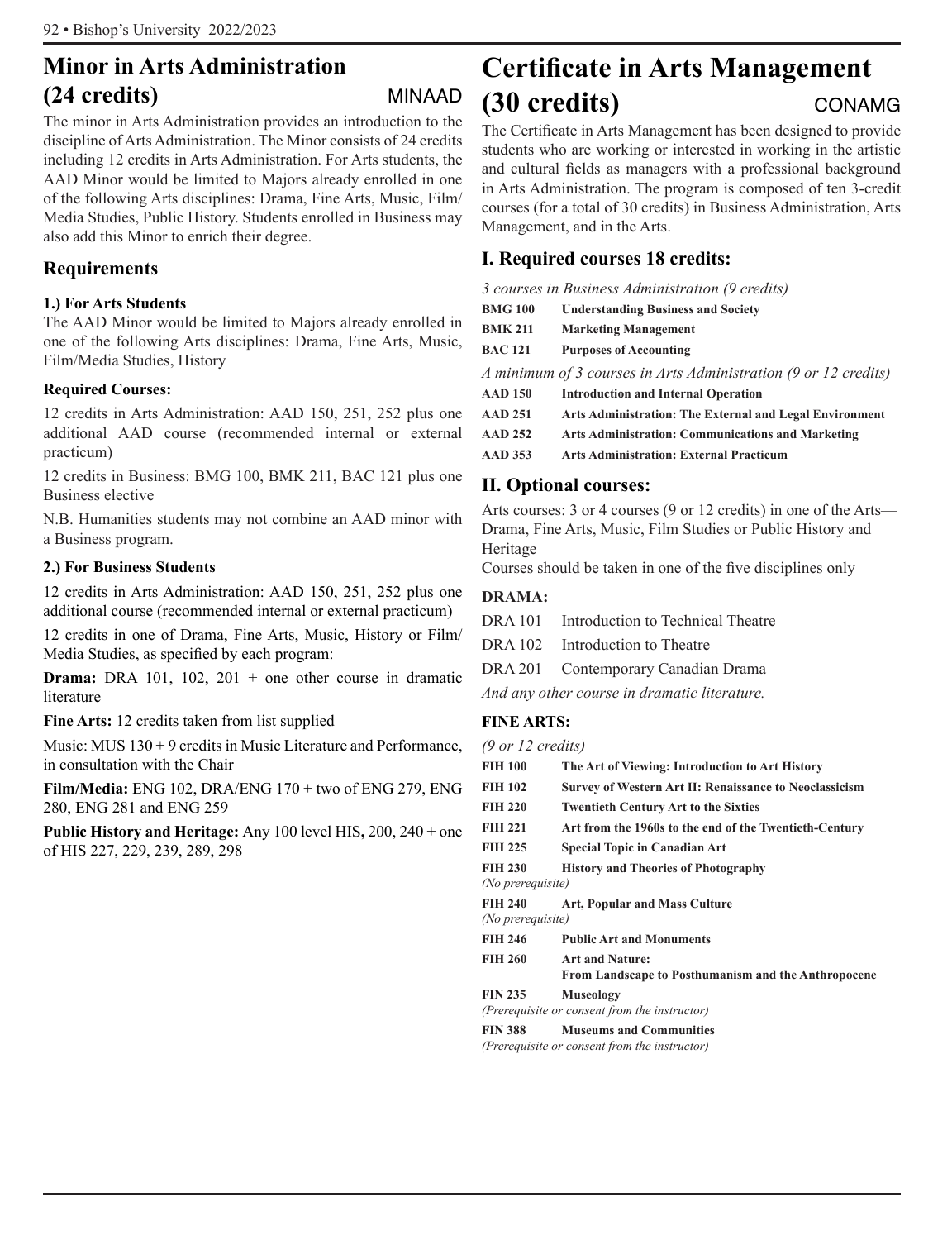## Minor in Arts Administration (24 credits) MINAAD

The minor in Arts Administration provides an introduction to the discipline of Arts Administration. The Minor consists of 24 credits including 12 credits in Arts Administration. For Arts students, the AAD Minor would be limited to Majors already enrolled in one of the following Arts disciplines: Drama, Fine Arts, Music, Film/Media Studies, Public History. Students enrolled in Business may also add this Minor to enrich their degree.

### Requirements

**1.) For Arts Students**

The AAD Minor would be limited to Majors already enrolled in one of the following Arts disciplines: Drama, Fine Arts, Music, Film/Media Studies, History

**Required Courses:**

12 credits in Arts Administration: AAD 150, 251, 252 plus one additional AAD course (recommended internal or external practicum)

12 credits in Business: BMG 100, BMK 211, BAC 121 plus one Business elective

N.B. Humanities students may not combine an AAD minor with a Business program.

**2.) For Business Students**

12 credits in Arts Administration: AAD 150, 251, 252 plus one additional course (recommended internal or external practicum)

12 credits in one of Drama, Fine Arts, Music, History or Film/Media Studies, as specified by each program:

**Drama:** DRA 101, 102, 201 + one other course in dramatic literature

**Fine Arts:** 12 credits taken from list supplied

Music: MUS 130 + 9 credits in Music Literature and Performance, in consultation with the Chair

**Film/Media:** ENG 102, DRA/ENG 170 + two of ENG 279, ENG 280, ENG 281 and ENG 259

**Public History and Heritage:** Any 100 level HIS**,** 200, 240 + one of HIS 227, 229, 239, 289, 298

## Certificate in Arts Management (30 credits) CONAMG

The Certificate in Arts Management has been designed to provide students who are working or interested in working in the artistic and cultural fields as managers with a professional background in Arts Administration. The program is composed of ten 3-credit courses (for a total of 30 credits) in Business Administration, Arts Management, and in the Arts.

### I. Required courses 18 credits:

*3 courses in Business Administration (9 credits)*

**BMG 100** **Understanding Business and Society**
**BMK 211** **Marketing Management**
**BAC 121** **Purposes of Accounting**

*A minimum of 3 courses in Arts Administration (9 or 12 credits)*

**AAD 150** **Introduction and Internal Operation**
**AAD 251** **Arts Administration: The External and Legal Environment**
**AAD 252** **Arts Administration: Communications and Marketing**
**AAD 353** **Arts Administration: External Practicum**

### II. Optional courses:

Arts courses: 3 or 4 courses (9 or 12 credits) in one of the Arts—Drama, Fine Arts, Music, Film Studies or Public History and Heritage
Courses should be taken in one of the five disciplines only

**DRAMA:**

DRA 101 Introduction to Technical Theatre
DRA 102 Introduction to Theatre
DRA 201 Contemporary Canadian Drama

*And any other course in dramatic literature.*

**FINE ARTS:**

*(9 or 12 credits)*

**FIH 100** **The Art of Viewing: Introduction to Art History**
**FIH 102** **Survey of Western Art II: Renaissance to Neoclassicism**
**FIH 220** **Twentieth Century Art to the Sixties**
**FIH 221** **Art from the 1960s to the end of the Twentieth-Century**
**FIH 225** **Special Topic in Canadian Art**
**FIH 230** **History and Theories of Photography**
*(No prerequisite)*
**FIH 240** **Art, Popular and Mass Culture**
*(No prerequisite)*
**FIH 246** **Public Art and Monuments**
**FIH 260** **Art and Nature: From Landscape to Posthumanism and the Anthropocene**
**FIN 235** **Museology**
*(Prerequisite or consent from the instructor)*
**FIN 388** **Museums and Communities**
*(Prerequisite or consent from the instructor)*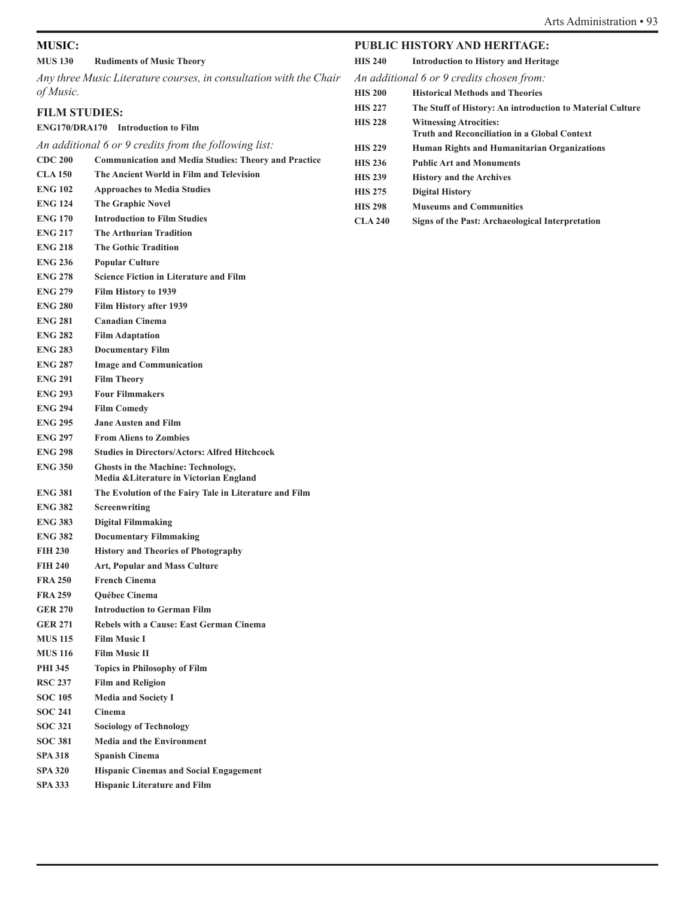### MUSIC:

**MUS 130 Rudiments of Music Theory**

*Any three Music Literature courses, in consultation with the Chair of Music.*

### FILM STUDIES:

**ENG170/DRA170 Introduction to Film**

*An additional 6 or 9 credits from the following list:*

| | |
|---|---|
| **CDC 200** | **Communication and Media Studies: Theory and Practice** |
| **CLA 150** | **The Ancient World in Film and Television** |
| **ENG 102** | **Approaches to Media Studies** |
| **ENG 124** | **The Graphic Novel** |
| **ENG 170** | **Introduction to Film Studies** |
| **ENG 217** | **The Arthurian Tradition** |
| **ENG 218** | **The Gothic Tradition** |
| **ENG 236** | **Popular Culture** |
| **ENG 278** | **Science Fiction in Literature and Film** |
| **ENG 279** | **Film History to 1939** |
| **ENG 280** | **Film History after 1939** |
| **ENG 281** | **Canadian Cinema** |
| **ENG 282** | **Film Adaptation** |
| **ENG 283** | **Documentary Film** |
| **ENG 287** | **Image and Communication** |
| **ENG 291** | **Film Theory** |
| **ENG 293** | **Four Filmmakers** |
| **ENG 294** | **Film Comedy** |
| **ENG 295** | **Jane Austen and Film** |
| **ENG 297** | **From Aliens to Zombies** |
| **ENG 298** | **Studies in Directors/Actors: Alfred Hitchcock** |
| **ENG 350** | **Ghosts in the Machine: Technology, Media &Literature in Victorian England** |
| **ENG 381** | **The Evolution of the Fairy Tale in Literature and Film** |
| **ENG 382** | **Screenwriting** |
| **ENG 383** | **Digital Filmmaking** |
| **ENG 382** | **Documentary Filmmaking** |
| **FIH 230** | **History and Theories of Photography** |
| **FIH 240** | **Art, Popular and Mass Culture** |
| **FRA 250** | **French Cinema** |
| **FRA 259** | **Québec Cinema** |
| **GER 270** | **Introduction to German Film** |
| **GER 271** | **Rebels with a Cause: East German Cinema** |
| **MUS 115** | **Film Music I** |
| **MUS 116** | **Film Music II** |
| **PHI 345** | **Topics in Philosophy of Film** |
| **RSC 237** | **Film and Religion** |
| **SOC 105** | **Media and Society I** |
| **SOC 241** | **Cinema** |
| **SOC 321** | **Sociology of Technology** |
| **SOC 381** | **Media and the Environment** |
| **SPA 318** | **Spanish Cinema** |
| **SPA 320** | **Hispanic Cinemas and Social Engagement** |
| **SPA 333** | **Hispanic Literature and Film** |

### PUBLIC HISTORY AND HERITAGE:

**HIS 240 Introduction to History and Heritage**

*An additional 6 or 9 credits chosen from:*

| | |
|---|---|
| **HIS 200** | **Historical Methods and Theories** |
| **HIS 227** | **The Stuff of History: An introduction to Material Culture** |
| **HIS 228** | **Witnessing Atrocities: Truth and Reconciliation in a Global Context** |
| **HIS 229** | **Human Rights and Humanitarian Organizations** |
| **HIS 236** | **Public Art and Monuments** |
| **HIS 239** | **History and the Archives** |
| **HIS 275** | **Digital History** |
| **HIS 298** | **Museums and Communities** |
| **CLA 240** | **Signs of the Past: Archaeological Interpretation** |